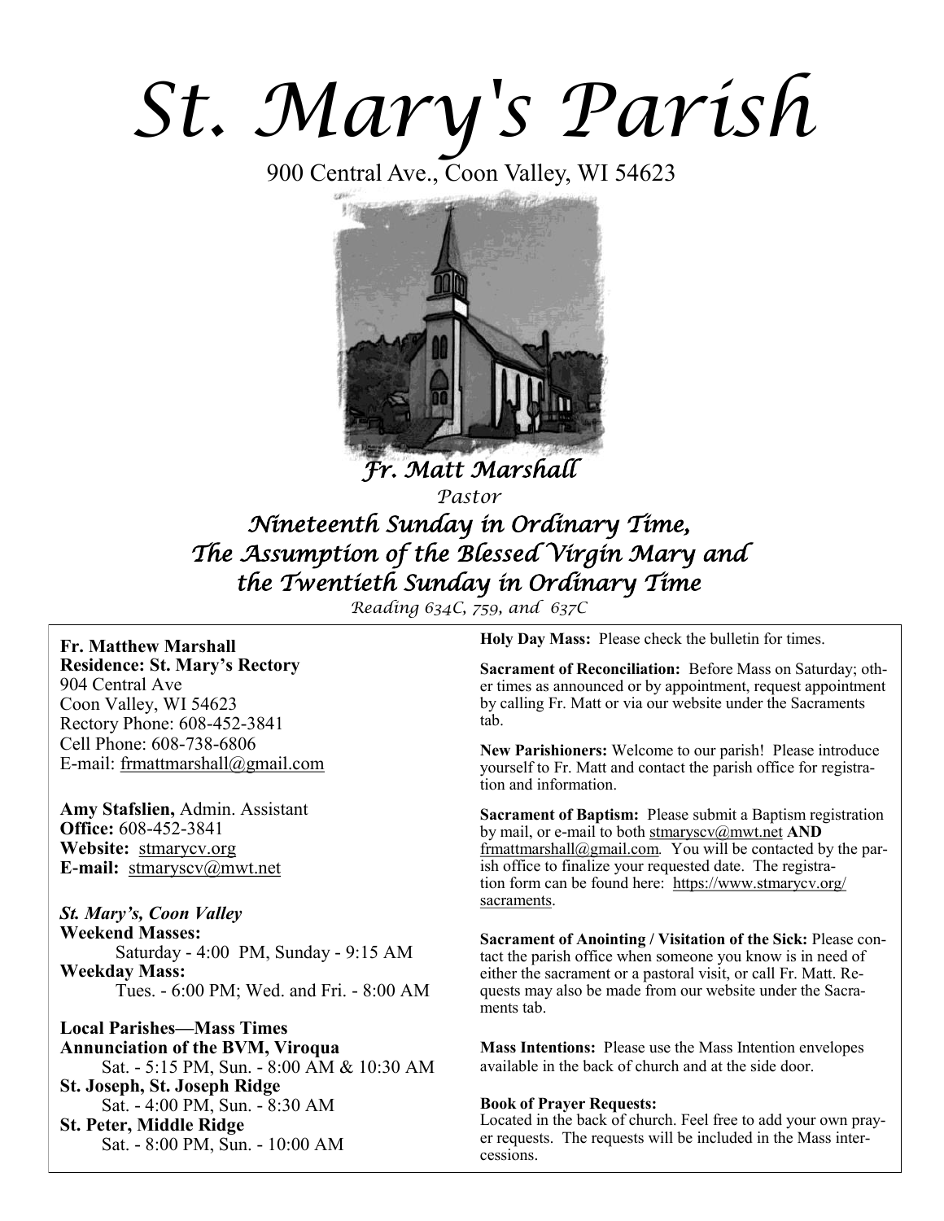# St. Mary's Parish

900 Central Ave., Coon Valley, WI 54623

*Fr. Matt Marshall*

*Pastor*

## *Nineteenth Sunday in Ordinary Time, The Assumption of the Blessed Virgin Mary and the Twentieth Sunday in Ordinary Time*

*Reading 634C, 759, and 637C*

**Fr. Matthew Marshall**
**Residence: St. Mary's Rectory**
904 Central Ave
Coon Valley, WI 54623
Rectory Phone: 608-452-3841
Cell Phone: 608-738-6806
E-mail: frmattmarshall@gmail.com

**Amy Stafslien,** Admin. Assistant
**Office:** 608-452-3841
**Website:** stmarycv.org
**E-mail:** stmaryscv@mwt.net

***St. Mary's, Coon Valley***
**Weekend Masses:**
Saturday - 4:00 PM, Sunday - 9:15 AM
**Weekday Mass:**
Tues. - 6:00 PM; Wed. and Fri. - 8:00 AM

**Local Parishes—Mass Times**
**Annunciation of the BVM, Viroqua**
Sat. - 5:15 PM, Sun. - 8:00 AM & 10:30 AM
**St. Joseph, St. Joseph Ridge**
Sat. - 4:00 PM, Sun. - 8:30 AM
**St. Peter, Middle Ridge**
Sat. - 8:00 PM, Sun. - 10:00 AM

**Holy Day Mass:** Please check the bulletin for times.

**Sacrament of Reconciliation:** Before Mass on Saturday; other times as announced or by appointment, request appointment by calling Fr. Matt or via our website under the Sacraments tab.

**New Parishioners:** Welcome to our parish! Please introduce yourself to Fr. Matt and contact the parish office for registration and information.

**Sacrament of Baptism:** Please submit a Baptism registration by mail, or e-mail to both stmaryscv@mwt.net **AND** frmattmarshall@gmail.com. You will be contacted by the parish office to finalize your requested date. The registration form can be found here: https://www.stmarycv.org/sacraments.

**Sacrament of Anointing / Visitation of the Sick:** Please contact the parish office when someone you know is in need of either the sacrament or a pastoral visit, or call Fr. Matt. Requests may also be made from our website under the Sacraments tab.

**Mass Intentions:** Please use the Mass Intention envelopes available in the back of church and at the side door.

**Book of Prayer Requests:**
Located in the back of church. Feel free to add your own prayer requests. The requests will be included in the Mass intercessions.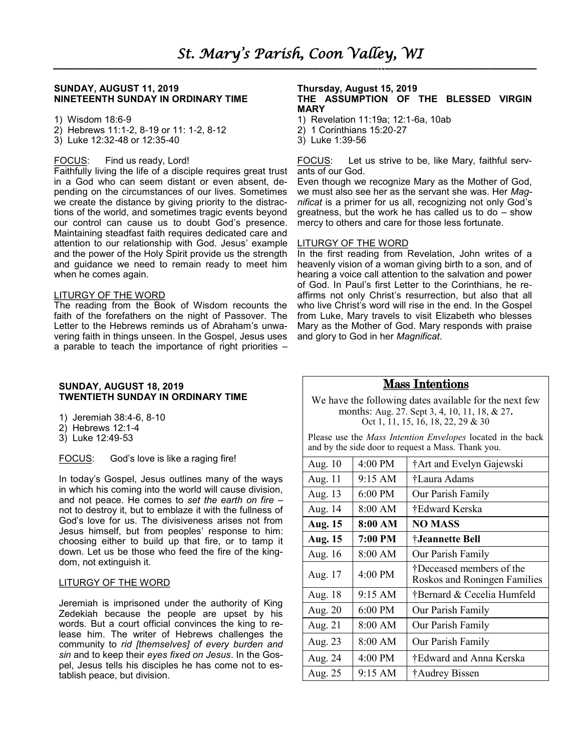# St. Mary's Parish, Coon Valley, WI

**SUNDAY, AUGUST 11, 2019**
**NINETEENTH SUNDAY IN ORDINARY TIME**

1) Wisdom 18:6-9
2) Hebrews 11:1-2, 8-19 or 11: 1-2, 8-12
3) Luke 12:32-48 or 12:35-40

FOCUS: Find us ready, Lord!

Faithfully living the life of a disciple requires great trust in a God who can seem distant or even absent, depending on the circumstances of our lives. Sometimes we create the distance by giving priority to the distractions of the world, and sometimes tragic events beyond our control can cause us to doubt God's presence. Maintaining steadfast faith requires dedicated care and attention to our relationship with God. Jesus' example and the power of the Holy Spirit provide us the strength and guidance we need to remain ready to meet him when he comes again.

LITURGY OF THE WORD

The reading from the Book of Wisdom recounts the faith of the forefathers on the night of Passover. The Letter to the Hebrews reminds us of Abraham's unwavering faith in things unseen. In the Gospel, Jesus uses a parable to teach the importance of right priorities –

**Thursday, August 15, 2019**
**THE ASSUMPTION OF THE BLESSED VIRGIN MARY**

1) Revelation 11:19a; 12:1-6a, 10ab
2) 1 Corinthians 15:20-27
3) Luke 1:39-56

FOCUS: Let us strive to be, like Mary, faithful servants of our God.

Even though we recognize Mary as the Mother of God, we must also see her as the servant she was. Her *Magnificat* is a primer for us all, recognizing not only God's greatness, but the work he has called us to do – show mercy to others and care for those less fortunate.

LITURGY OF THE WORD

In the first reading from Revelation, John writes of a heavenly vision of a woman giving birth to a son, and of hearing a voice call attention to the salvation and power of God. In Paul's first Letter to the Corinthians, he reaffirms not only Christ's resurrection, but also that all who live Christ's word will rise in the end. In the Gospel from Luke, Mary travels to visit Elizabeth who blesses Mary as the Mother of God. Mary responds with praise and glory to God in her *Magnificat*.

**SUNDAY, AUGUST 18, 2019**
**TWENTIETH SUNDAY IN ORDINARY TIME**

1) Jeremiah 38:4-6, 8-10
2) Hebrews 12:1-4
3) Luke 12:49-53

FOCUS: God's love is like a raging fire!

In today's Gospel, Jesus outlines many of the ways in which his coming into the world will cause division, and not peace. He comes to *set the earth on fire* – not to destroy it, but to emblaze it with the fullness of God's love for us. The divisiveness arises not from Jesus himself, but from peoples' response to him: choosing either to build up that fire, or to tamp it down. Let us be those who feed the fire of the kingdom, not extinguish it.

LITURGY OF THE WORD

Jeremiah is imprisoned under the authority of King Zedekiah because the people are upset by his words. But a court official convinces the king to release him. The writer of Hebrews challenges the community to *rid [themselves] of every burden and sin* and to keep their *eyes fixed on Jesus*. In the Gospel, Jesus tells his disciples he has come not to establish peace, but division.

## Mass Intentions

We have the following dates available for the next few months: Aug. 27. Sept 3, 4, 10, 11, 18, & 27. Oct 1, 11, 15, 16, 18, 22, 29 & 30

Please use the *Mass Intention Envelopes* located in the back and by the side door to request a Mass. Thank you.

| Date | Time | Intention |
|---|---|---|
| Aug. 10 | 4:00 PM | †Art and Evelyn Gajewski |
| Aug. 11 | 9:15 AM | †Laura Adams |
| Aug. 13 | 6:00 PM | Our Parish Family |
| Aug. 14 | 8:00 AM | †Edward Kerska |
| **Aug. 15** | **8:00 AM** | **NO MASS** |
| **Aug. 15** | **7:00 PM** | **†Jeannette Bell** |
| Aug. 16 | 8:00 AM | Our Parish Family |
| Aug. 17 | 4:00 PM | †Deceased members of the Roskos and Roningen Families |
| Aug. 18 | 9:15 AM | †Bernard & Cecelia Humfeld |
| Aug. 20 | 6:00 PM | Our Parish Family |
| Aug. 21 | 8:00 AM | Our Parish Family |
| Aug. 23 | 8:00 AM | Our Parish Family |
| Aug. 24 | 4:00 PM | †Edward and Anna Kerska |
| Aug. 25 | 9:15 AM | †Audrey Bissen |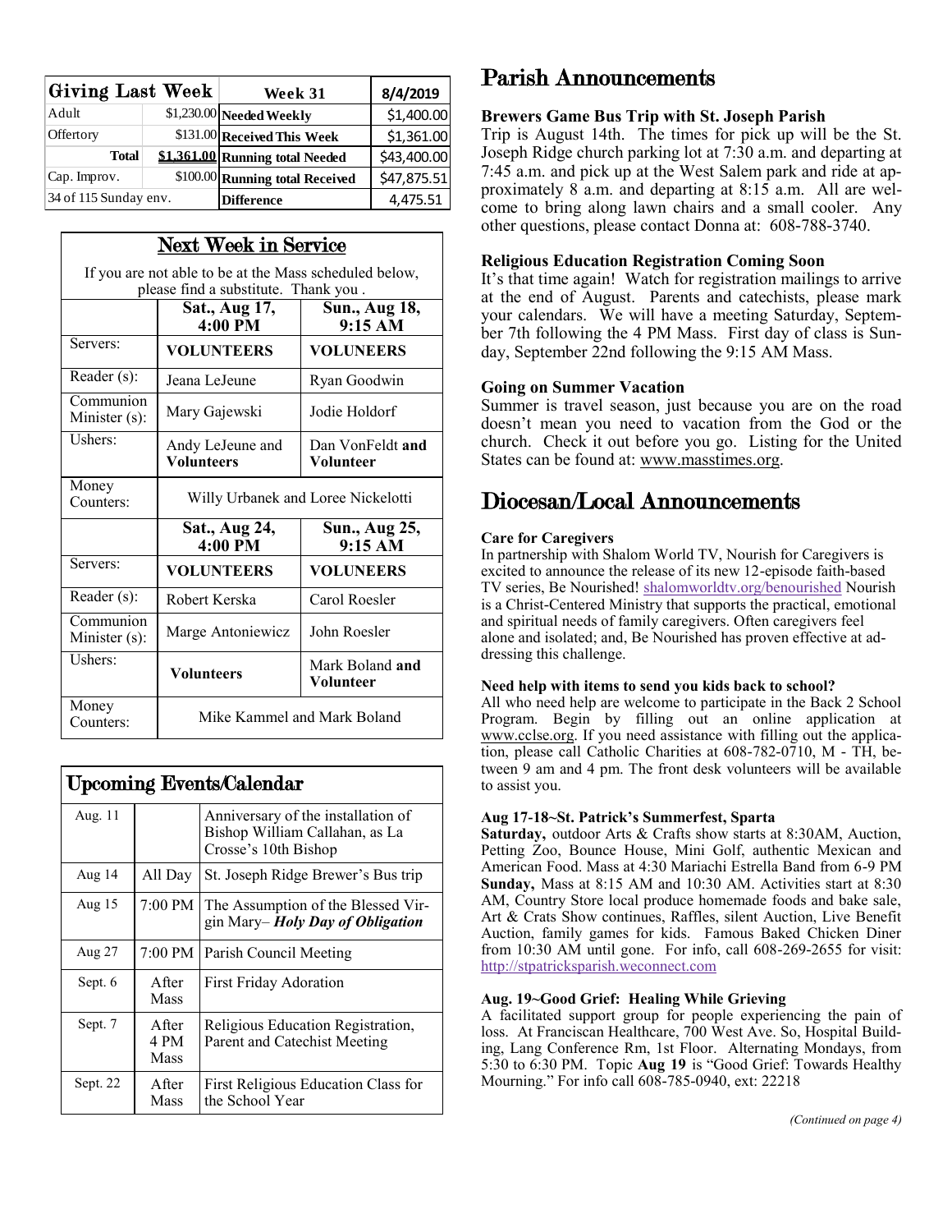| Giving Last Week | | Week 31 | 8/4/2019 |
|---|---|---|---|
| Adult | $1,230.00 | Needed Weekly | $1,400.00 |
| Offertory | $131.00 | Received This Week | $1,361.00 |
| **Total** | **$1,361.00** | Running total Needed | $43,400.00 |
| Cap. Improv. | $100.00 | Running total Received | $47,875.51 |
| 34 of 115 Sunday env. | | Difference | 4,475.51 |

## Next Week in Service

If you are not able to be at the Mass scheduled below, please find a substitute. Thank you .

| | Sat., Aug 17, 4:00 PM | Sun., Aug 18, 9:15 AM |
|---|---|---|
| Servers: | **VOLUNTEERS** | **VOLUNEERS** |
| Reader (s): | Jeana LeJeune | Ryan Goodwin |
| Communion Minister (s): | Mary Gajewski | Jodie Holdorf |
| Ushers: | Andy LeJeune and **Volunteers** | Dan VonFeldt **and Volunteer** |
| Money Counters: | Willy Urbanek and Loree Nickelotti | |
| | **Sat., Aug 24, 4:00 PM** | **Sun., Aug 25, 9:15 AM** |
| Servers: | **VOLUNTEERS** | **VOLUNEERS** |
| Reader (s): | Robert Kerska | Carol Roesler |
| Communion Minister (s): | Marge Antoniewicz | John Roesler |
| Ushers: | **Volunteers** | Mark Boland **and Volunteer** |
| Money Counters: | Mike Kammel and Mark Boland | |

## Upcoming Events/Calendar

| | | |
|---|---|---|
| Aug. 11 | | Anniversary of the installation of Bishop William Callahan, as La Crosse's 10th Bishop |
| Aug 14 | All Day | St. Joseph Ridge Brewer's Bus trip |
| Aug 15 | 7:00 PM | The Assumption of the Blessed Virgin Mary– ***Holy Day of Obligation*** |
| Aug 27 | 7:00 PM | Parish Council Meeting |
| Sept. 6 | After Mass | First Friday Adoration |
| Sept. 7 | After 4 PM Mass | Religious Education Registration, Parent and Catechist Meeting |
| Sept. 22 | After Mass | First Religious Education Class for the School Year |

# Parish Announcements

**Brewers Game Bus Trip with St. Joseph Parish**
Trip is August 14th. The times for pick up will be the St. Joseph Ridge church parking lot at 7:30 a.m. and departing at 7:45 a.m. and pick up at the West Salem park and ride at approximately 8 a.m. and departing at 8:15 a.m. All are welcome to bring along lawn chairs and a small cooler. Any other questions, please contact Donna at: 608-788-3740.

**Religious Education Registration Coming Soon**
It's that time again! Watch for registration mailings to arrive at the end of August. Parents and catechists, please mark your calendars. We will have a meeting Saturday, September 7th following the 4 PM Mass. First day of class is Sunday, September 22nd following the 9:15 AM Mass.

**Going on Summer Vacation**
Summer is travel season, just because you are on the road doesn't mean you need to vacation from the God or the church. Check it out before you go. Listing for the United States can be found at: www.masstimes.org.

# Diocesan/Local Announcements

**Care for Caregivers**
In partnership with Shalom World TV, Nourish for Caregivers is excited to announce the release of its new 12-episode faith-based TV series, Be Nourished! shalomworldtv.org/benourished Nourish is a Christ-Centered Ministry that supports the practical, emotional and spiritual needs of family caregivers. Often caregivers feel alone and isolated; and, Be Nourished has proven effective at addressing this challenge.

**Need help with items to send you kids back to school?**
All who need help are welcome to participate in the Back 2 School Program. Begin by filling out an online application at www.cclse.org. If you need assistance with filling out the application, please call Catholic Charities at 608-782-0710, M - TH, between 9 am and 4 pm. The front desk volunteers will be available to assist you.

**Aug 17-18~St. Patrick's Summerfest, Sparta**
**Saturday,** outdoor Arts & Crafts show starts at 8:30AM, Auction, Petting Zoo, Bounce House, Mini Golf, authentic Mexican and American Food. Mass at 4:30 Mariachi Estrella Band from 6-9 PM **Sunday,** Mass at 8:15 AM and 10:30 AM. Activities start at 8:30 AM, Country Store local produce homemade foods and bake sale, Art & Crats Show continues, Raffles, silent Auction, Live Benefit Auction, family games for kids. Famous Baked Chicken Diner from 10:30 AM until gone. For info, call 608-269-2655 for visit: http://stpatricksparish.weconnect.com

**Aug. 19~Good Grief: Healing While Grieving**
A facilitated support group for people experiencing the pain of loss. At Franciscan Healthcare, 700 West Ave. So, Hospital Building, Lang Conference Rm, 1st Floor. Alternating Mondays, from 5:30 to 6:30 PM. Topic **Aug 19** is "Good Grief: Towards Healthy Mourning." For info call 608-785-0940, ext: 22218

*(Continued on page 4)*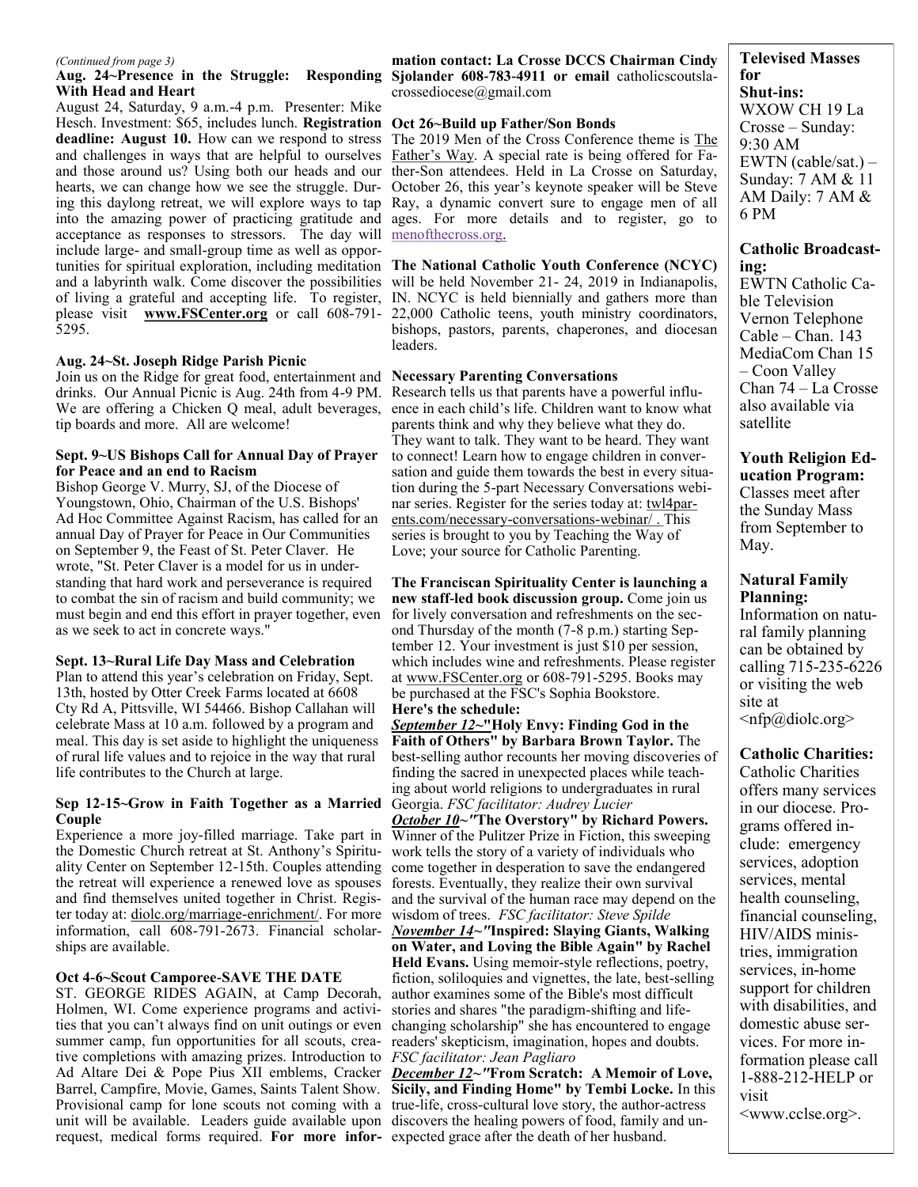*(Continued from page 3)*

**Aug. 24~Presence in the Struggle: Responding With Head and Heart**

August 24, Saturday, 9 a.m.-4 p.m. Presenter: Mike Hesch. Investment: $65, includes lunch. **Registration deadline: August 10.** How can we respond to stress and challenges in ways that are helpful to ourselves and those around us? Using both our heads and our hearts, we can change how we see the struggle. During this daylong retreat, we will explore ways to tap into the amazing power of practicing gratitude and acceptance as responses to stressors. The day will include large- and small-group time as well as opportunities for spiritual exploration, including meditation and a labyrinth walk. Come discover the possibilities of living a grateful and accepting life. To register, please visit **www.FSCenter.org** or call 608-791-5295.

**Aug. 24~St. Joseph Ridge Parish Picnic**

Join us on the Ridge for great food, entertainment and drinks. Our Annual Picnic is Aug. 24th from 4-9 PM. We are offering a Chicken Q meal, adult beverages, tip boards and more. All are welcome!

**Sept. 9~US Bishops Call for Annual Day of Prayer for Peace and an end to Racism**

Bishop George V. Murry, SJ, of the Diocese of Youngstown, Ohio, Chairman of the U.S. Bishops' Ad Hoc Committee Against Racism, has called for an annual Day of Prayer for Peace in Our Communities on September 9, the Feast of St. Peter Claver. He wrote, "St. Peter Claver is a model for us in understanding that hard work and perseverance is required to combat the sin of racism and build community; we must begin and end this effort in prayer together, even as we seek to act in concrete ways."

**Sept. 13~Rural Life Day Mass and Celebration**

Plan to attend this year's celebration on Friday, Sept. 13th, hosted by Otter Creek Farms located at 6608 Cty Rd A, Pittsville, WI 54466. Bishop Callahan will celebrate Mass at 10 a.m. followed by a program and meal. This day is set aside to highlight the uniqueness of rural life values and to rejoice in the way that rural life contributes to the Church at large.

**Sep 12-15~Grow in Faith Together as a Married Couple**

Experience a more joy-filled marriage. Take part in the Domestic Church retreat at St. Anthony's Spirituality Center on September 12-15th. Couples attending the retreat will experience a renewed love as spouses and find themselves united together in Christ. Register today at: diolc.org/marriage-enrichment/. For more information, call 608-791-2673. Financial scholarships are available.

**Oct 4-6~Scout Camporee-SAVE THE DATE**

ST. GEORGE RIDES AGAIN, at Camp Decorah, Holmen, WI. Come experience programs and activities that you can't always find on unit outings or even summer camp, fun opportunities for all scouts, creative completions with amazing prizes. Introduction to Ad Altare Dei & Pope Pius XII emblems, Cracker Barrel, Campfire, Movie, Games, Saints Talent Show. Provisional camp for lone scouts not coming with a unit will be available. Leaders guide available upon request, medical forms required. **For more information contact: La Crosse DCCS Chairman Cindy Sjolander 608-783-4911 or email** catholicscoutslacrossediocese@gmail.com

**Oct 26~Build up Father/Son Bonds**

The 2019 Men of the Cross Conference theme is The Father's Way. A special rate is being offered for Father-Son attendees. Held in La Crosse on Saturday, October 26, this year's keynote speaker will be Steve Ray, a dynamic convert sure to engage men of all ages. For more details and to register, go to menofthecross.org.

**The National Catholic Youth Conference (NCYC)** will be held November 21- 24, 2019 in Indianapolis, IN. NCYC is held biennially and gathers more than 22,000 Catholic teens, youth ministry coordinators, bishops, pastors, parents, chaperones, and diocesan leaders.

**Necessary Parenting Conversations**

Research tells us that parents have a powerful influence in each child's life. Children want to know what parents think and why they believe what they do. They want to talk. They want to be heard. They want to connect! Learn how to engage children in conversation and guide them towards the best in every situation during the 5-part Necessary Conversations webinar series. Register for the series today at: twl4parents.com/necessary-conversations-webinar/ . This series is brought to you by Teaching the Way of Love; your source for Catholic Parenting.

**The Franciscan Spirituality Center is launching a new staff-led book discussion group.** Come join us for lively conversation and refreshments on the second Thursday of the month (7-8 p.m.) starting September 12. Your investment is just $10 per session, which includes wine and refreshments. Please register at www.FSCenter.org or 608-791-5295. Books may be purchased at the FSC's Sophia Bookstore.

**Here's the schedule:**

***September 12~*"Holy Envy: Finding God in the Faith of Others" by Barbara Brown Taylor.** The best-selling author recounts her moving discoveries of finding the sacred in unexpected places while teaching about world religions to undergraduates in rural Georgia. *FSC facilitator: Audrey Lucier*

***October 10~*"The Overstory" by Richard Powers.** Winner of the Pulitzer Prize in Fiction, this sweeping work tells the story of a variety of individuals who come together in desperation to save the endangered forests. Eventually, they realize their own survival and the survival of the human race may depend on the wisdom of trees. *FSC facilitator: Steve Spilde*

***November 14~*"Inspired: Slaying Giants, Walking on Water, and Loving the Bible Again" by Rachel Held Evans.** Using memoir-style reflections, poetry, fiction, soliloquies and vignettes, the late, best-selling author examines some of the Bible's most difficult stories and shares "the paradigm-shifting and life-changing scholarship" she has encountered to engage readers' skepticism, imagination, hopes and doubts. *FSC facilitator: Jean Pagliaro*

***December 12~*"From Scratch: A Memoir of Love, Sicily, and Finding Home" by Tembi Locke.** In this true-life, cross-cultural love story, the author-actress discovers the healing powers of food, family and unexpected grace after the death of her husband.

**Televised Masses for Shut-ins:**

WXOW CH 19 La Crosse – Sunday: 9:30 AM
EWTN (cable/sat.) – Sunday: 7 AM & 11 AM Daily: 7 AM & 6 PM

**Catholic Broadcasting:**

EWTN Catholic Cable Television
Vernon Telephone Cable – Chan. 143
MediaCom Chan 15 – Coon Valley
Chan 74 – La Crosse
also available via satellite

**Youth Religion Education Program:**

Classes meet after the Sunday Mass from September to May.

**Natural Family Planning:**

Information on natural family planning can be obtained by calling 715-235-6226 or visiting the web site at <nfp@diolc.org>

**Catholic Charities:**

Catholic Charities offers many services in our diocese. Programs offered include: emergency services, adoption services, mental health counseling, financial counseling, HIV/AIDS ministries, immigration services, in-home support for children with disabilities, and domestic abuse services. For more information please call 1-888-212-HELP or visit <www.cclse.org>.